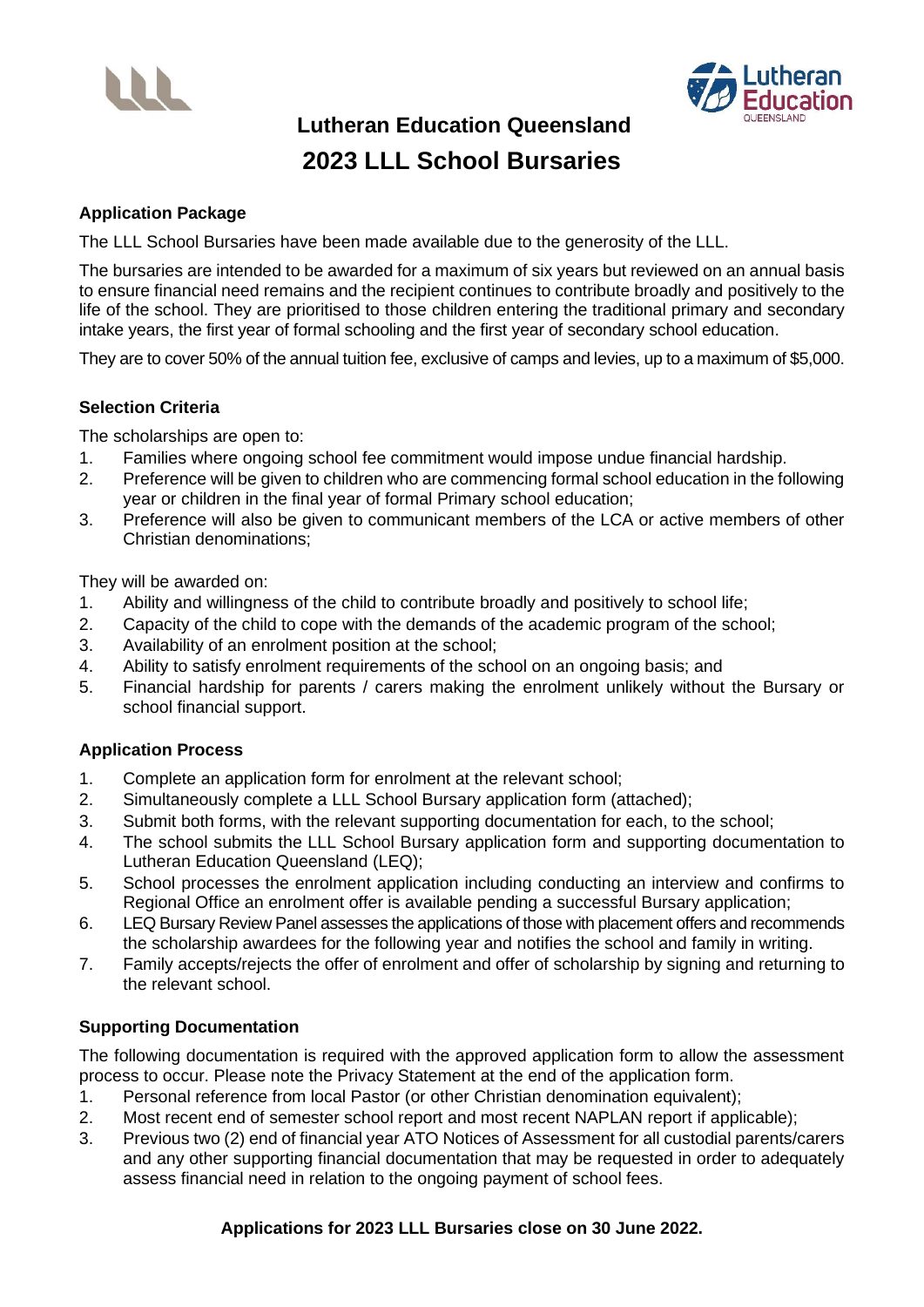# Lutheran Education Queensland

# 2023 LLL School Bursaries

### Application Package

The LLL School Bursaries have been made available due to the generosity of the LLL.

The bursaries are intended to be awarded for a maximum of six years but reviewed on an annual basis to ensure financial need remains and the recipient continues to contribute broadly and positively to the life of the school. They are prioritised to those children entering the traditional primary and secondary intake years, the first year of formal schooling and the first year of secondary school education.

They are to cover 50% of the annual tuition fee, exclusive of camps and levies, up to a maximum of $5,000.

### Selection Criteria

The scholarships are open to:

1. Families where ongoing school fee commitment would impose undue financial hardship.
2. Preference will be given to children who are commencing formal school education in the following year or children in the final year of formal Primary school education;
3. Preference will also be given to communicant members of the LCA or active members of other Christian denominations;

They will be awarded on:

1. Ability and willingness of the child to contribute broadly and positively to school life;
2. Capacity of the child to cope with the demands of the academic program of the school;
3. Availability of an enrolment position at the school;
4. Ability to satisfy enrolment requirements of the school on an ongoing basis; and
5. Financial hardship for parents / carers making the enrolment unlikely without the Bursary or school financial support.

### Application Process

1. Complete an application form for enrolment at the relevant school;
2. Simultaneously complete a LLL School Bursary application form (attached);
3. Submit both forms, with the relevant supporting documentation for each, to the school;
4. The school submits the LLL School Bursary application form and supporting documentation to Lutheran Education Queensland (LEQ);
5. School processes the enrolment application including conducting an interview and confirms to Regional Office an enrolment offer is available pending a successful Bursary application;
6. LEQ Bursary Review Panel assesses the applications of those with placement offers and recommends the scholarship awardees for the following year and notifies the school and family in writing.
7. Family accepts/rejects the offer of enrolment and offer of scholarship by signing and returning to the relevant school.

### Supporting Documentation

The following documentation is required with the approved application form to allow the assessment process to occur. Please note the Privacy Statement at the end of the application form.

1. Personal reference from local Pastor (or other Christian denomination equivalent);
2. Most recent end of semester school report and most recent NAPLAN report if applicable);
3. Previous two (2) end of financial year ATO Notices of Assessment for all custodial parents/carers and any other supporting financial documentation that may be requested in order to adequately assess financial need in relation to the ongoing payment of school fees.

**Applications for 2023 LLL Bursaries close on 30 June 2022.**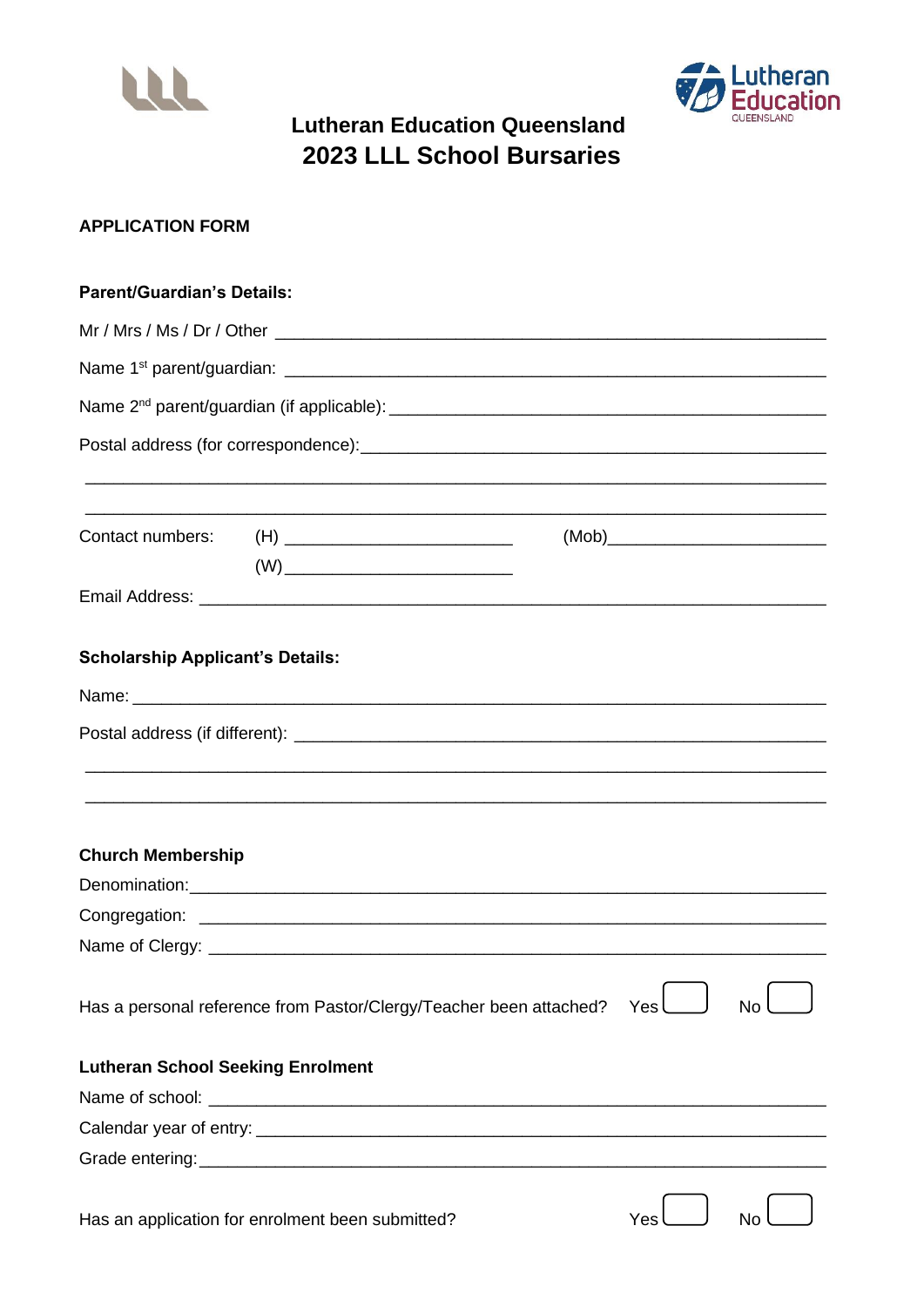# Lutheran Education Queensland

## 2023 LLL School Bursaries

**APPLICATION FORM**

**Parent/Guardian's Details:**

Mr / Mrs / Ms / Dr / Other ______________________________________________

Name 1st parent/guardian: ______________________________________________

Name 2nd parent/guardian (if applicable): ______________________________________________

Postal address (for correspondence): ______________________________________________

______________________________________________

______________________________________________

Contact numbers: (H) ______________________ (Mob) ______________________

(W) ______________________

Email Address: ______________________________________________

**Scholarship Applicant's Details:**

Name: ______________________________________________

Postal address (if different): ______________________________________________

______________________________________________

______________________________________________

**Church Membership**

Denomination: ______________________________________________

Congregation: ______________________________________________

Name of Clergy: ______________________________________________

Has a personal reference from Pastor/Clergy/Teacher been attached? Yes ☐ No ☐

**Lutheran School Seeking Enrolment**

Name of school: ______________________________________________

Calendar year of entry: ______________________________________________

Grade entering: ______________________________________________

Has an application for enrolment been submitted? Yes ☐ No ☐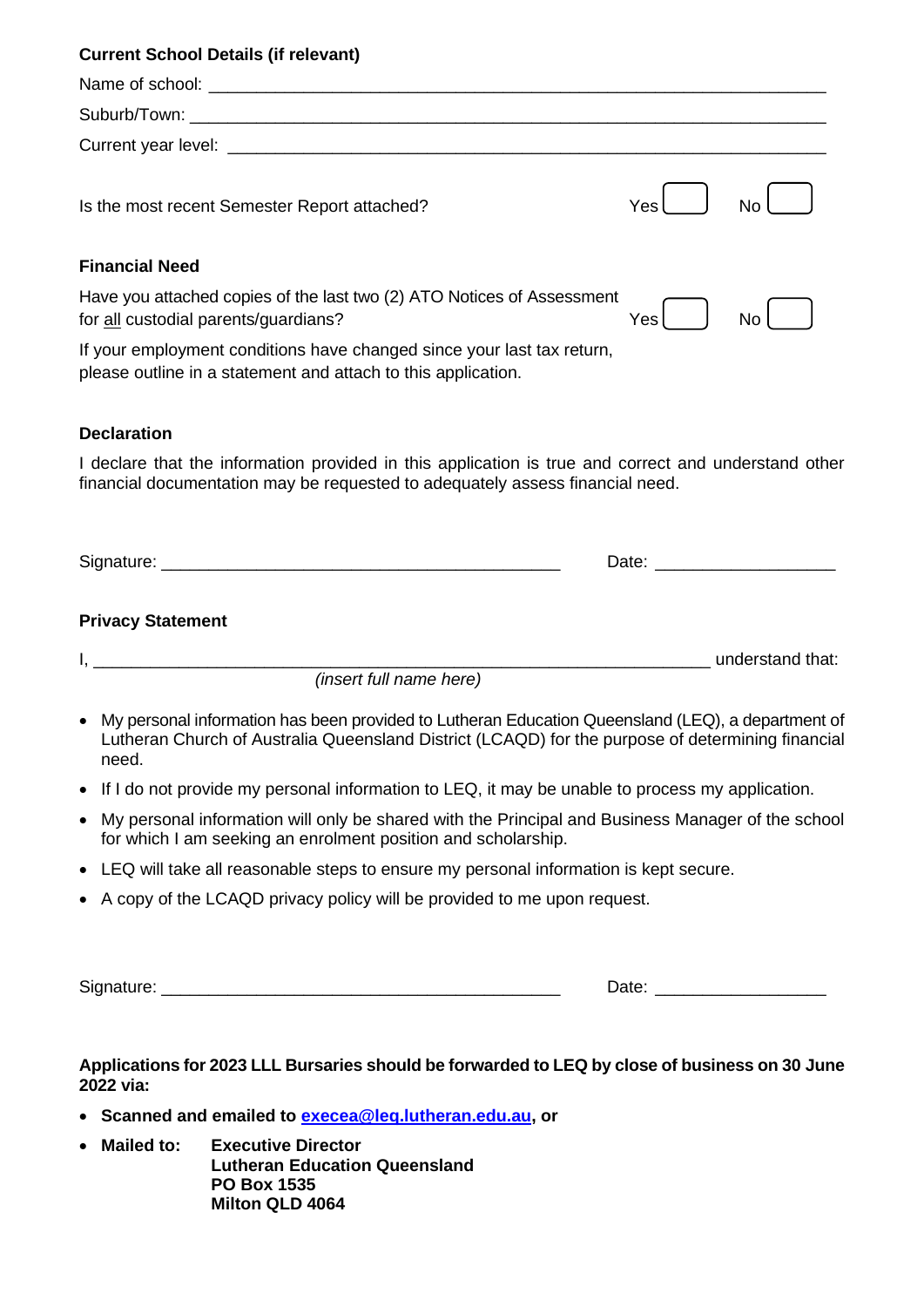**Current School Details (if relevant)**

Name of school: ______________________________________________________________

Suburb/Town: ________________________________________________________________

Current year level: ____________________________________________________________

Is the most recent Semester Report attached? Yes ☐ No ☐

**Financial Need**

Have you attached copies of the last two (2) ATO Notices of Assessment for all custodial parents/guardians? Yes ☐ No ☐

If your employment conditions have changed since your last tax return, please outline in a statement and attach to this application.

**Declaration**

I declare that the information provided in this application is true and correct and understand other financial documentation may be requested to adequately assess financial need.

Signature: ________________________________________ Date: __________________

**Privacy Statement**

I, ______________________________________________________________ understand that:

*(insert full name here)*

- My personal information has been provided to Lutheran Education Queensland (LEQ), a department of Lutheran Church of Australia Queensland District (LCAQD) for the purpose of determining financial need.
- If I do not provide my personal information to LEQ, it may be unable to process my application.
- My personal information will only be shared with the Principal and Business Manager of the school for which I am seeking an enrolment position and scholarship.
- LEQ will take all reasonable steps to ensure my personal information is kept secure.
- A copy of the LCAQD privacy policy will be provided to me upon request.

Signature: ________________________________________ Date: _________________

**Applications for 2023 LLL Bursaries should be forwarded to LEQ by close of business on 30 June 2022 via:**

- **Scanned and emailed to [execea@leq.lutheran.edu.au](mailto:execea@leq.lutheran.edu.au), or**
- **Mailed to: Executive Director**
  **Lutheran Education Queensland**
  **PO Box 1535**
  **Milton QLD 4064**